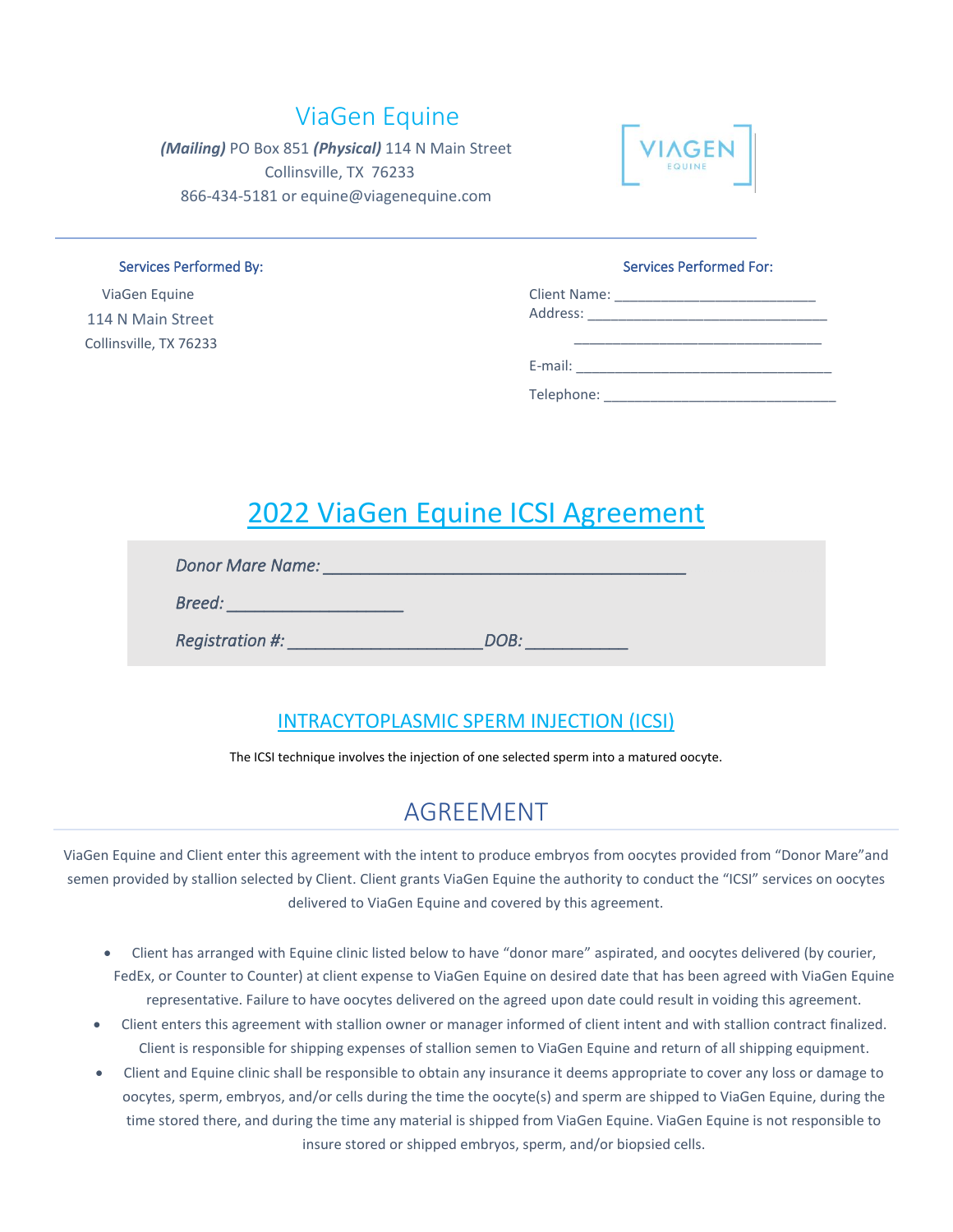# ViaGen Equine

***(Mailing)*** PO Box 851 ***(Physical)*** 114 N Main Street
Collinsville, TX 76233
866-434-5181 or equine@viagenequine.com

**Services Performed By:**

ViaGen Equine
114 N Main Street
Collinsville, TX 76233

**Services Performed For:**

Client Name: ___________________________
Address: ________________________________
________________________________
E-mail: __________________________________
Telephone: ______________________________

# 2022 ViaGen Equine ICSI Agreement

*Donor Mare Name:* ________________________________________

*Breed:* ___________________

*Registration #:* _____________________ *DOB:* ___________

## INTRACYTOPLASMIC SPERM INJECTION (ICSI)

The ICSI technique involves the injection of one selected sperm into a matured oocyte.

## AGREEMENT

ViaGen Equine and Client enter this agreement with the intent to produce embryos from oocytes provided from "Donor Mare"and semen provided by stallion selected by Client. Client grants ViaGen Equine the authority to conduct the "ICSI" services on oocytes delivered to ViaGen Equine and covered by this agreement.

- Client has arranged with Equine clinic listed below to have "donor mare" aspirated, and oocytes delivered (by courier, FedEx, or Counter to Counter) at client expense to ViaGen Equine on desired date that has been agreed with ViaGen Equine representative. Failure to have oocytes delivered on the agreed upon date could result in voiding this agreement.
- Client enters this agreement with stallion owner or manager informed of client intent and with stallion contract finalized. Client is responsible for shipping expenses of stallion semen to ViaGen Equine and return of all shipping equipment.
- Client and Equine clinic shall be responsible to obtain any insurance it deems appropriate to cover any loss or damage to oocytes, sperm, embryos, and/or cells during the time the oocyte(s) and sperm are shipped to ViaGen Equine, during the time stored there, and during the time any material is shipped from ViaGen Equine. ViaGen Equine is not responsible to insure stored or shipped embryos, sperm, and/or biopsied cells.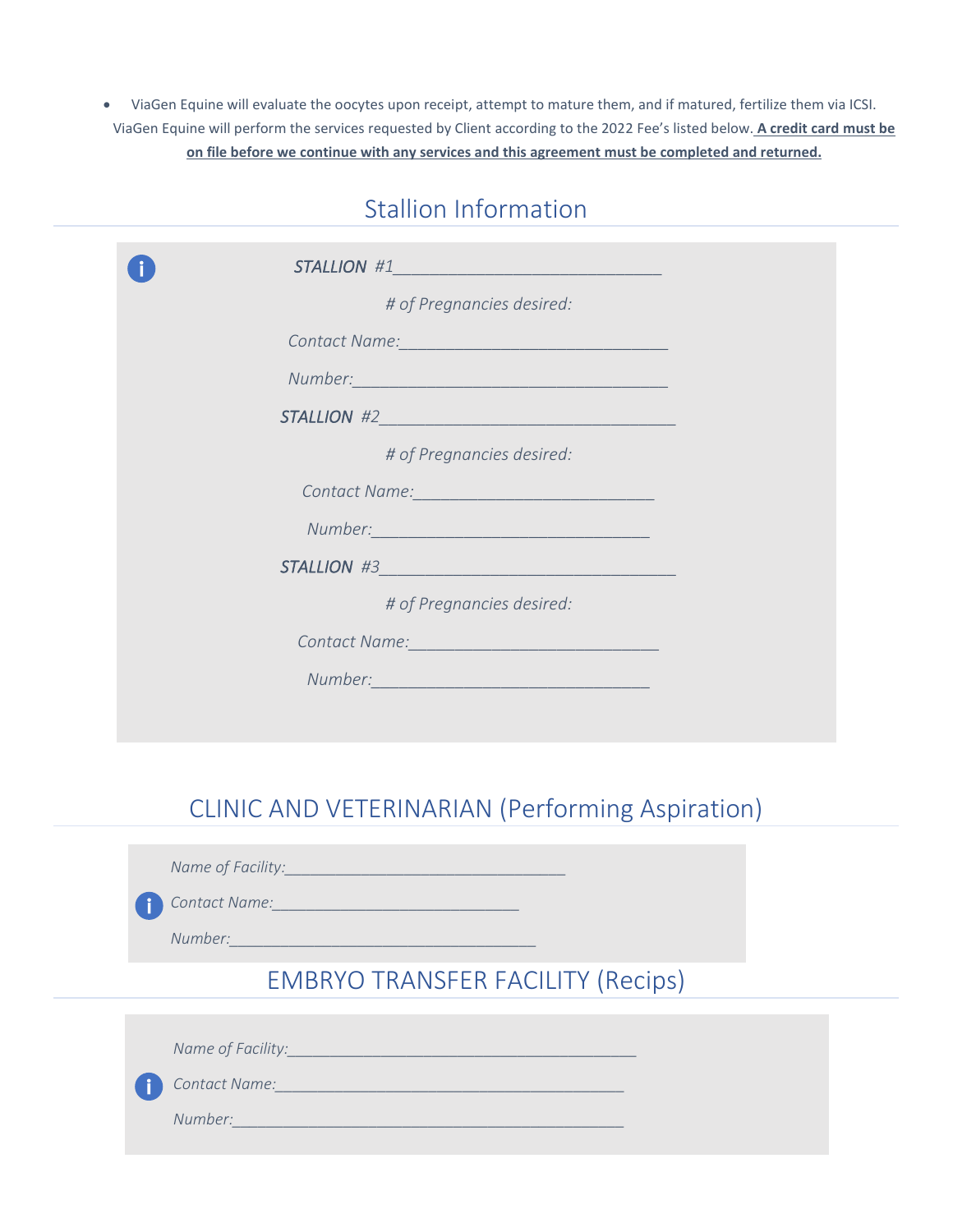- ViaGen Equine will evaluate the oocytes upon receipt, attempt to mature them, and if matured, fertilize them via ICSI. ViaGen Equine will perform the services requested by Client according to the 2022 Fee's listed below. **A credit card must be on file before we continue with any services and this agreement must be completed and returned.**

## Stallion Information

*STALLION #1*______________________________

*# of Pregnancies desired:*

*Contact Name:*______________________________

*Number:*__________________________________

*STALLION #2*_________________________________

*# of Pregnancies desired:*

*Contact Name:*___________________________

*Number:*______________________________

*STALLION #3*_________________________________

*# of Pregnancies desired:*

*Contact Name:*____________________________

*Number:*______________________________

## CLINIC AND VETERINARIAN (Performing Aspiration)

*Name of Facility:*________________________________

*Contact Name:*____________________________

*Number:*___________________________________

## EMBRYO TRANSFER FACILITY (Recips)

*Name of Facility:*_________________________________________

*Contact Name:*_________________________________________

*Number:*_____________________________________________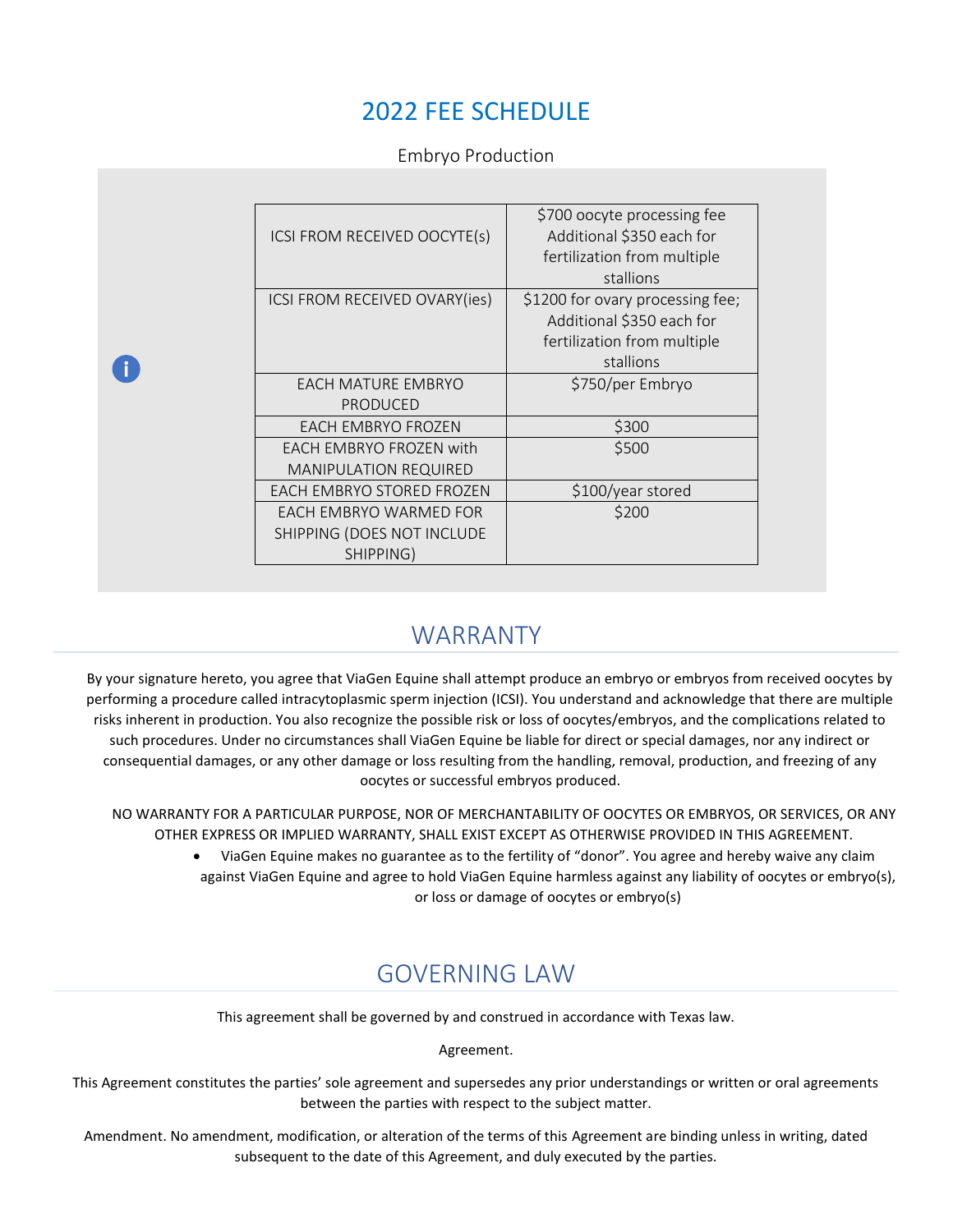# 2022 FEE SCHEDULE

Embryo Production

| | |
|---|---|
| ICSI FROM RECEIVED OOCYTE(s) | $700 oocyte processing fee Additional $350 each for fertilization from multiple stallions |
| ICSI FROM RECEIVED OVARY(ies) | $1200 for ovary processing fee; Additional $350 each for fertilization from multiple stallions |
| EACH MATURE EMBRYO PRODUCED | $750/per Embryo |
| EACH EMBRYO FROZEN | $300 |
| EACH EMBRYO FROZEN with MANIPULATION REQUIRED | $500 |
| EACH EMBRYO STORED FROZEN | $100/year stored |
| EACH EMBRYO WARMED FOR SHIPPING (DOES NOT INCLUDE SHIPPING) | $200 |

## WARRANTY

By your signature hereto, you agree that ViaGen Equine shall attempt produce an embryo or embryos from received oocytes by performing a procedure called intracytoplasmic sperm injection (ICSI). You understand and acknowledge that there are multiple risks inherent in production. You also recognize the possible risk or loss of oocytes/embryos, and the complications related to such procedures. Under no circumstances shall ViaGen Equine be liable for direct or special damages, nor any indirect or consequential damages, or any other damage or loss resulting from the handling, removal, production, and freezing of any oocytes or successful embryos produced.

NO WARRANTY FOR A PARTICULAR PURPOSE, NOR OF MERCHANTABILITY OF OOCYTES OR EMBRYOS, OR SERVICES, OR ANY OTHER EXPRESS OR IMPLIED WARRANTY, SHALL EXIST EXCEPT AS OTHERWISE PROVIDED IN THIS AGREEMENT.

- ViaGen Equine makes no guarantee as to the fertility of "donor". You agree and hereby waive any claim against ViaGen Equine and agree to hold ViaGen Equine harmless against any liability of oocytes or embryo(s), or loss or damage of oocytes or embryo(s)

## GOVERNING LAW

This agreement shall be governed by and construed in accordance with Texas law.

Agreement.

This Agreement constitutes the parties' sole agreement and supersedes any prior understandings or written or oral agreements between the parties with respect to the subject matter.

Amendment. No amendment, modification, or alteration of the terms of this Agreement are binding unless in writing, dated subsequent to the date of this Agreement, and duly executed by the parties.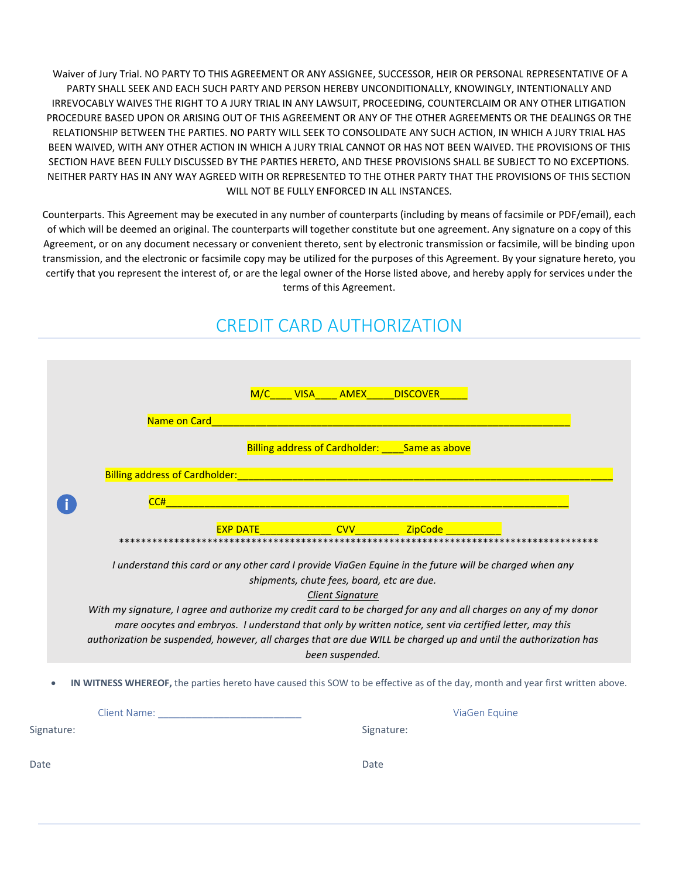Waiver of Jury Trial. NO PARTY TO THIS AGREEMENT OR ANY ASSIGNEE, SUCCESSOR, HEIR OR PERSONAL REPRESENTATIVE OF A PARTY SHALL SEEK AND EACH SUCH PARTY AND PERSON HEREBY UNCONDITIONALLY, KNOWINGLY, INTENTIONALLY AND IRREVOCABLY WAIVES THE RIGHT TO A JURY TRIAL IN ANY LAWSUIT, PROCEEDING, COUNTERCLAIM OR ANY OTHER LITIGATION PROCEDURE BASED UPON OR ARISING OUT OF THIS AGREEMENT OR ANY OF THE OTHER AGREEMENTS OR THE DEALINGS OR THE RELATIONSHIP BETWEEN THE PARTIES. NO PARTY WILL SEEK TO CONSOLIDATE ANY SUCH ACTION, IN WHICH A JURY TRIAL HAS BEEN WAIVED, WITH ANY OTHER ACTION IN WHICH A JURY TRIAL CANNOT OR HAS NOT BEEN WAIVED. THE PROVISIONS OF THIS SECTION HAVE BEEN FULLY DISCUSSED BY THE PARTIES HERETO, AND THESE PROVISIONS SHALL BE SUBJECT TO NO EXCEPTIONS. NEITHER PARTY HAS IN ANY WAY AGREED WITH OR REPRESENTED TO THE OTHER PARTY THAT THE PROVISIONS OF THIS SECTION WILL NOT BE FULLY ENFORCED IN ALL INSTANCES.

Counterparts. This Agreement may be executed in any number of counterparts (including by means of facsimile or PDF/email), each of which will be deemed an original. The counterparts will together constitute but one agreement. Any signature on a copy of this Agreement, or on any document necessary or convenient thereto, sent by electronic transmission or facsimile, will be binding upon transmission, and the electronic or facsimile copy may be utilized for the purposes of this Agreement. By your signature hereto, you certify that you represent the interest of, or are the legal owner of the Horse listed above, and hereby apply for services under the terms of this Agreement.

## CREDIT CARD AUTHORIZATION

M/C____ VISA____ AMEX_____DISCOVER_____

Name on Card_______________________________________________________________

Billing address of Cardholder: ____Same as above

Billing address of Cardholder:______________________________________________________________________

CC#_____________________________________________________________________________

EXP DATE_____________ CVV________ ZipCode __________

*****************************************************************************************

*I understand this card or any other card I provide ViaGen Equine in the future will be charged when any shipments, chute fees, board, etc are due.*

*Client Signature*

*With my signature, I agree and authorize my credit card to be charged for any and all charges on any of my donor mare oocytes and embryos. I understand that only by written notice, sent via certified letter, may this authorization be suspended, however, all charges that are due WILL be charged up and until the authorization has been suspended.*

- **IN WITNESS WHEREOF,** the parties hereto have caused this SOW to be effective as of the day, month and year first written above.

Client Name: ___________________________

Signature:

Date

ViaGen Equine

Signature:

Date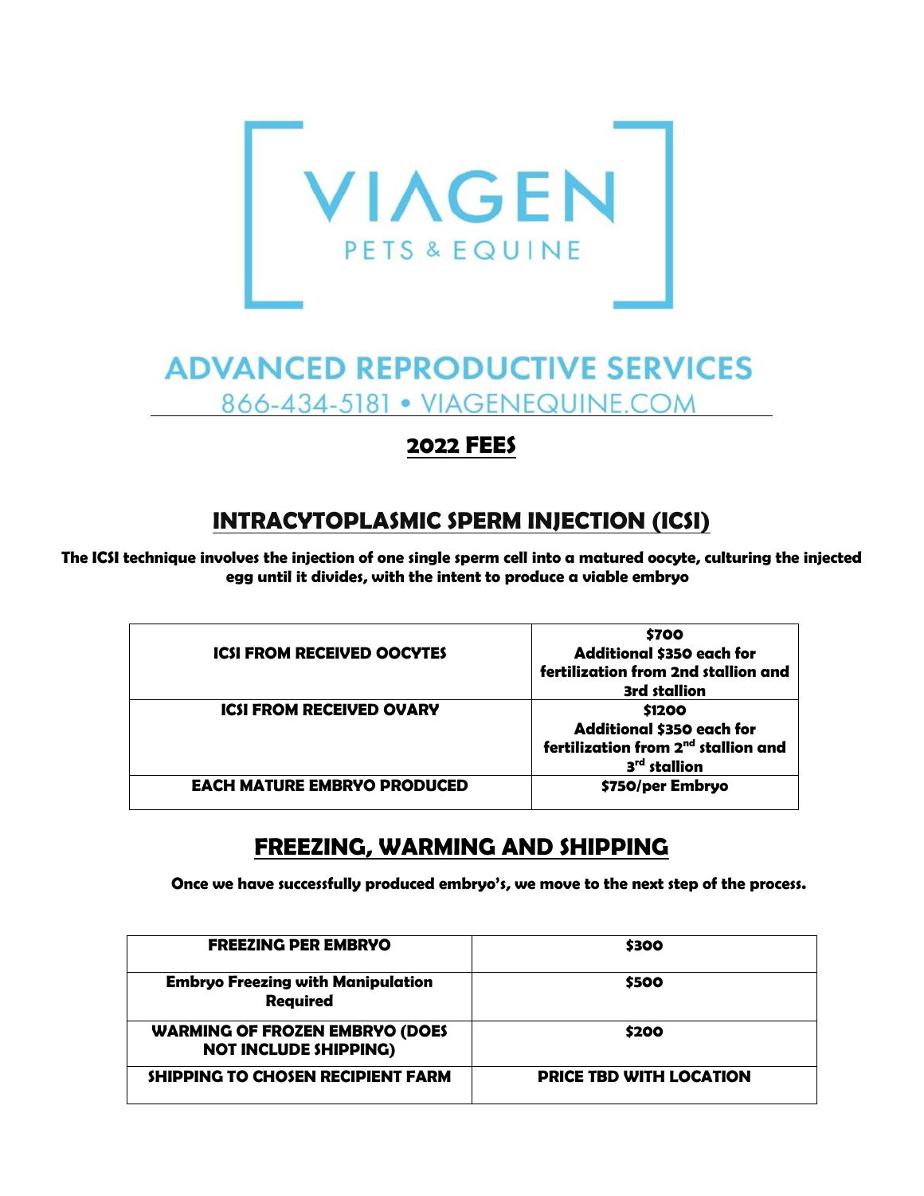# VIAGEN

PETS & EQUINE

## ADVANCED REPRODUCTIVE SERVICES

866-434-5181 • VIAGENEQUINE.COM

## 2022 FEES

## INTRACYTOPLASMIC SPERM INJECTION (ICSI)

**The ICSI technique involves the injection of one single sperm cell into a matured oocyte, culturing the injected egg until it divides, with the intent to produce a viable embryo**

| | |
|---|---|
| **ICSI FROM RECEIVED OOCYTES** | **$700**<br>**Additional $350 each for fertilization from 2nd stallion and 3rd stallion** |
| **ICSI FROM RECEIVED OVARY** | **$1200**<br>**Additional $350 each for fertilization from 2nd stallion and 3rd stallion** |
| **EACH MATURE EMBRYO PRODUCED** | **$750/per Embryo** |

## FREEZING, WARMING AND SHIPPING

**Once we have successfully produced embryo's, we move to the next step of the process.**

| | |
|---|---|
| **FREEZING PER EMBRYO** | **$300** |
| **Embryo Freezing with Manipulation Required** | **$500** |
| **WARMING OF FROZEN EMBRYO (DOES NOT INCLUDE SHIPPING)** | **$200** |
| **SHIPPING TO CHOSEN RECIPIENT FARM** | **PRICE TBD WITH LOCATION** |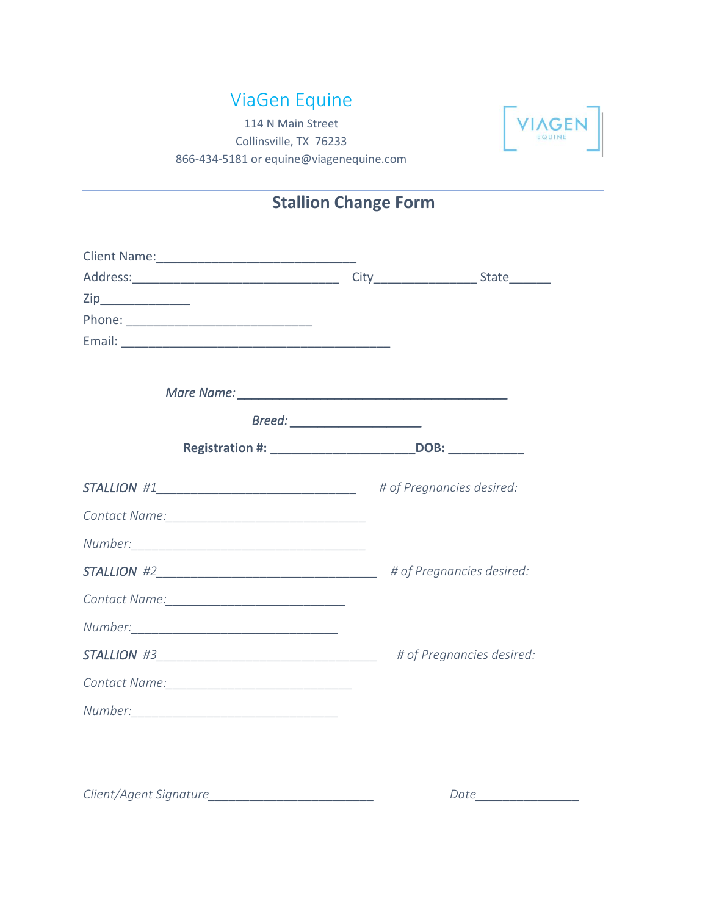ViaGen Equine

114 N Main Street
Collinsville, TX 76233
866-434-5181 or equine@viagenequine.com

VIAGEN EQUINE

---

## Stallion Change Form

Client Name:_____________________________

Address:_______________________________ City_______________ State______

Zip_____________

Phone: ___________________________

Email: ________________________________________

*Mare Name:* ________________________________________

*Breed:* ___________________

**Registration #: ____________________DOB: ___________**

*STALLION #1*_____________________________ *# of Pregnancies desired:*

*Contact Name:*_____________________________

*Number:*__________________________________

*STALLION #2*________________________________ *# of Pregnancies desired:*

*Contact Name:*___________________________

*Number:*______________________________

*STALLION #3*________________________________ *# of Pregnancies desired:*

*Contact Name:*____________________________

*Number:*______________________________

*Client/Agent Signature*________________________ *Date*_______________